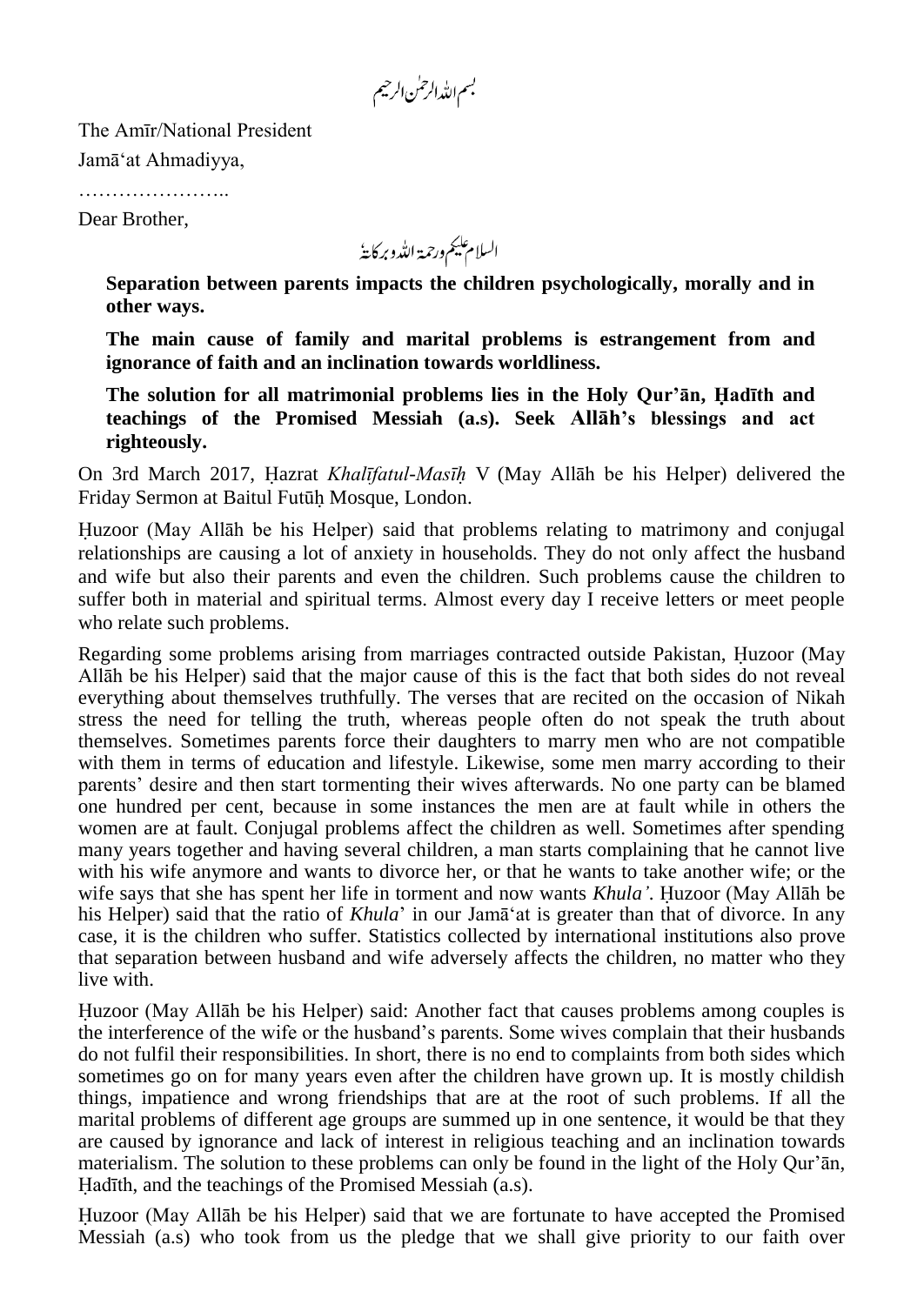بسم الله الرحمٰن الرحیم

The Amīr/National President

Jamā'at Ahmadiyya,

…………………..

Dear Brother,

السلام علیکم ورحمۃ اللہ وبرکاتہٗ

**Separation between parents impacts the children psychologically, morally and in other ways.**

**The main cause of family and marital problems is estrangement from and ignorance of faith and an inclination towards worldliness.**

**The solution for all matrimonial problems lies in the Holy Qur'ān, Ḥadīth and teachings of the Promised Messiah (a.s). Seek Allāh's blessings and act righteously.**

On 3rd March 2017, Ḥazrat *Khalīfatul-Masīḥ* V (May Allāh be his Helper) delivered the Friday Sermon at Baitul Futūḥ Mosque, London.

Ḥuzoor (May Allāh be his Helper) said that problems relating to matrimony and conjugal relationships are causing a lot of anxiety in households. They do not only affect the husband and wife but also their parents and even the children. Such problems cause the children to suffer both in material and spiritual terms. Almost every day I receive letters or meet people who relate such problems.

Regarding some problems arising from marriages contracted outside Pakistan, Ḥuzoor (May Allāh be his Helper) said that the major cause of this is the fact that both sides do not reveal everything about themselves truthfully. The verses that are recited on the occasion of Nikah stress the need for telling the truth, whereas people often do not speak the truth about themselves. Sometimes parents force their daughters to marry men who are not compatible with them in terms of education and lifestyle. Likewise, some men marry according to their parents' desire and then start tormenting their wives afterwards. No one party can be blamed one hundred per cent, because in some instances the men are at fault while in others the women are at fault. Conjugal problems affect the children as well. Sometimes after spending many years together and having several children, a man starts complaining that he cannot live with his wife anymore and wants to divorce her, or that he wants to take another wife; or the wife says that she has spent her life in torment and now wants *Khula'*. Ḥuzoor (May Allāh be his Helper) said that the ratio of *Khula*' in our Jamā'at is greater than that of divorce. In any case, it is the children who suffer. Statistics collected by international institutions also prove that separation between husband and wife adversely affects the children, no matter who they live with.

Ḥuzoor (May Allāh be his Helper) said: Another fact that causes problems among couples is the interference of the wife or the husband's parents. Some wives complain that their husbands do not fulfil their responsibilities. In short, there is no end to complaints from both sides which sometimes go on for many years even after the children have grown up. It is mostly childish things, impatience and wrong friendships that are at the root of such problems. If all the marital problems of different age groups are summed up in one sentence, it would be that they are caused by ignorance and lack of interest in religious teaching and an inclination towards materialism. The solution to these problems can only be found in the light of the Holy Qur'ān, Ḥadīth, and the teachings of the Promised Messiah (a.s).

Ḥuzoor (May Allāh be his Helper) said that we are fortunate to have accepted the Promised Messiah (a.s) who took from us the pledge that we shall give priority to our faith over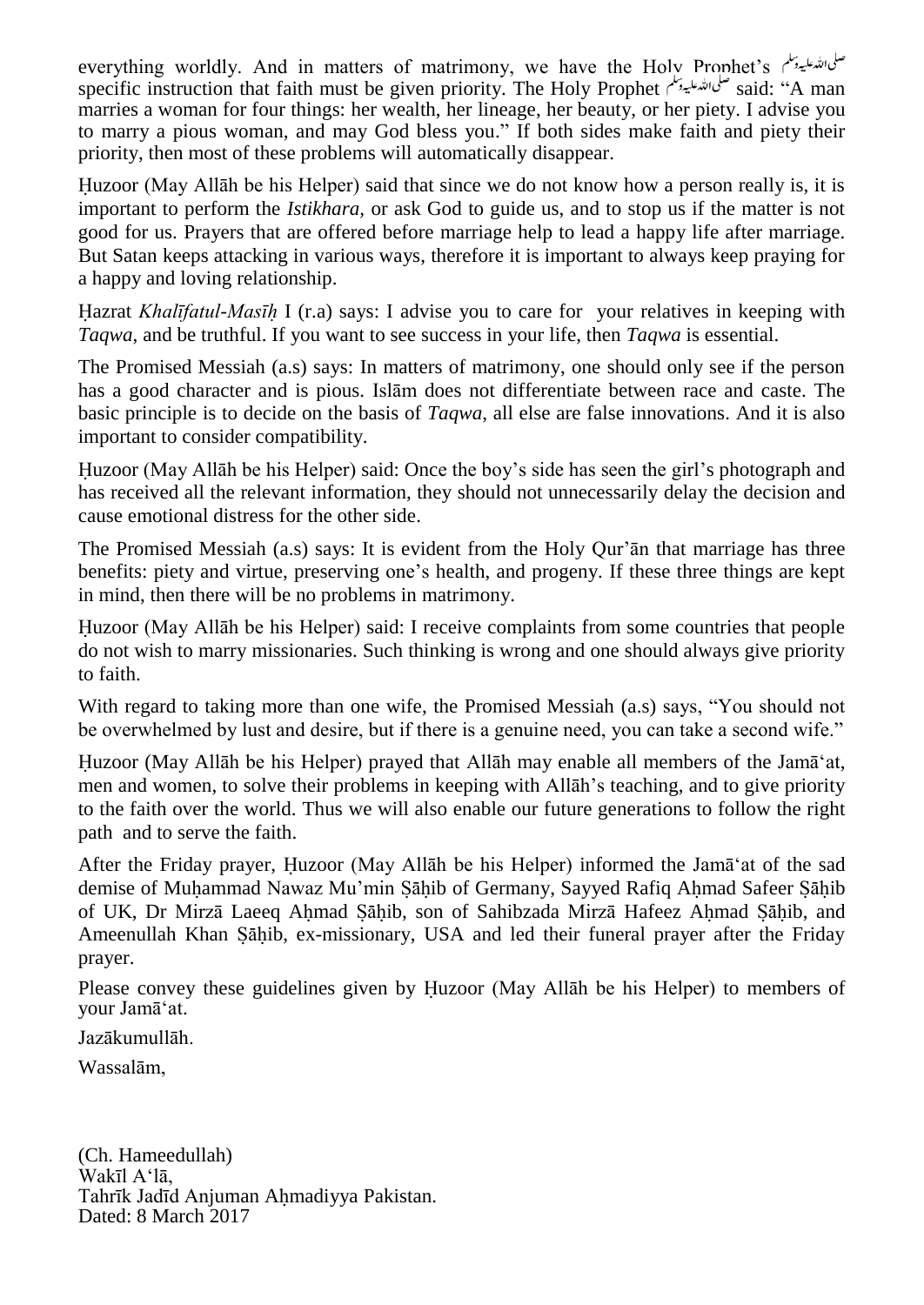everything worldly. And in matters of matrimony, we have the Holy Prophet's صلی اللہ علیہ وسلم specific instruction that faith must be given priority. The Holy Prophet صلی اللہ علیہ وسلم said: "A man marries a woman for four things: her wealth, her lineage, her beauty, or her piety. I advise you to marry a pious woman, and may God bless you." If both sides make faith and piety their priority, then most of these problems will automatically disappear.

Ḥuzoor (May Allāh be his Helper) said that since we do not know how a person really is, it is important to perform the *Istikhara,* or ask God to guide us, and to stop us if the matter is not good for us. Prayers that are offered before marriage help to lead a happy life after marriage. But Satan keeps attacking in various ways, therefore it is important to always keep praying for a happy and loving relationship.

Ḥazrat *Khalīfatul-Masīḥ* I (r.a) says: I advise you to care for your relatives in keeping with *Taqwa,* and be truthful. If you want to see success in your life, then *Taqwa* is essential.

The Promised Messiah (a.s) says: In matters of matrimony, one should only see if the person has a good character and is pious. Islām does not differentiate between race and caste. The basic principle is to decide on the basis of *Taqwa*, all else are false innovations. And it is also important to consider compatibility.

Ḥuzoor (May Allāh be his Helper) said: Once the boy's side has seen the girl's photograph and has received all the relevant information, they should not unnecessarily delay the decision and cause emotional distress for the other side.

The Promised Messiah (a.s) says: It is evident from the Holy Qur'ān that marriage has three benefits: piety and virtue, preserving one's health, and progeny. If these three things are kept in mind, then there will be no problems in matrimony.

Ḥuzoor (May Allāh be his Helper) said: I receive complaints from some countries that people do not wish to marry missionaries. Such thinking is wrong and one should always give priority to faith.

With regard to taking more than one wife, the Promised Messiah (a.s) says, "You should not be overwhelmed by lust and desire, but if there is a genuine need, you can take a second wife."

Ḥuzoor (May Allāh be his Helper) prayed that Allāh may enable all members of the Jamā'at, men and women, to solve their problems in keeping with Allāh's teaching, and to give priority to the faith over the world. Thus we will also enable our future generations to follow the right path and to serve the faith.

After the Friday prayer, Ḥuzoor (May Allāh be his Helper) informed the Jamā'at of the sad demise of Muḥammad Nawaz Mu'min Ṣāḥib of Germany, Sayyed Rafiq Aḥmad Safeer Ṣāḥib of UK, Dr Mirzā Laeeq Aḥmad Ṣāḥib, son of Sahibzada Mirzā Hafeez Aḥmad Ṣāḥib, and Ameenullah Khan Ṣāḥib, ex-missionary, USA and led their funeral prayer after the Friday prayer.

Please convey these guidelines given by Ḥuzoor (May Allāh be his Helper) to members of your Jamā'at.

Jazākumullāh.

Wassalām,

(Ch. Hameedullah)
Wakīl A'lā,
Tahrīk Jadīd Anjuman Aḥmadiyya Pakistan.
Dated: 8 March 2017